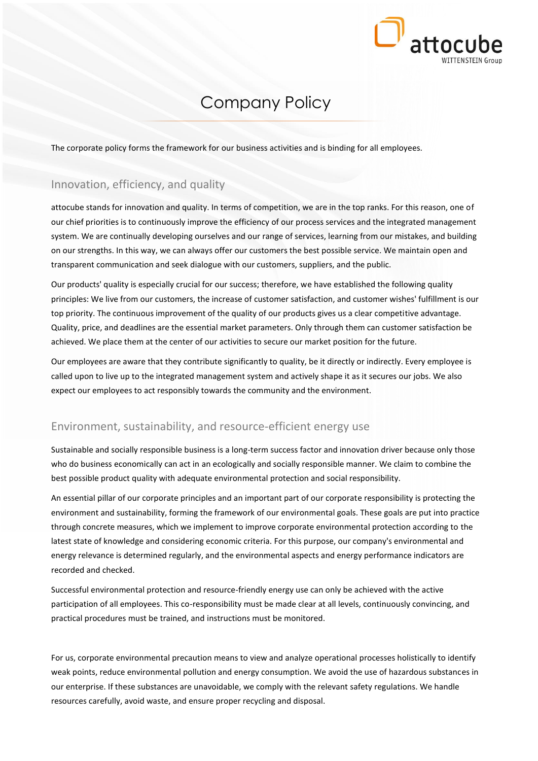# Company Policy

The corporate policy forms the framework for our business activities and is binding for all employees.

## Innovation, efficiency, and quality

attocube stands for innovation and quality. In terms of competition, we are in the top ranks. For this reason, one of our chief priorities is to continuously improve the efficiency of our process services and the integrated management system. We are continually developing ourselves and our range of services, learning from our mistakes, and building on our strengths. In this way, we can always offer our customers the best possible service. We maintain open and transparent communication and seek dialogue with our customers, suppliers, and the public.

Our products' quality is especially crucial for our success; therefore, we have established the following quality principles: We live from our customers, the increase of customer satisfaction, and customer wishes' fulfillment is our top priority. The continuous improvement of the quality of our products gives us a clear competitive advantage. Quality, price, and deadlines are the essential market parameters. Only through them can customer satisfaction be achieved. We place them at the center of our activities to secure our market position for the future.

Our employees are aware that they contribute significantly to quality, be it directly or indirectly. Every employee is called upon to live up to the integrated management system and actively shape it as it secures our jobs. We also expect our employees to act responsibly towards the community and the environment.

## Environment, sustainability, and resource-efficient energy use

Sustainable and socially responsible business is a long-term success factor and innovation driver because only those who do business economically can act in an ecologically and socially responsible manner. We claim to combine the best possible product quality with adequate environmental protection and social responsibility.

An essential pillar of our corporate principles and an important part of our corporate responsibility is protecting the environment and sustainability, forming the framework of our environmental goals. These goals are put into practice through concrete measures, which we implement to improve corporate environmental protection according to the latest state of knowledge and considering economic criteria. For this purpose, our company's environmental and energy relevance is determined regularly, and the environmental aspects and energy performance indicators are recorded and checked.

Successful environmental protection and resource-friendly energy use can only be achieved with the active participation of all employees. This co-responsibility must be made clear at all levels, continuously convincing, and practical procedures must be trained, and instructions must be monitored.

For us, corporate environmental precaution means to view and analyze operational processes holistically to identify weak points, reduce environmental pollution and energy consumption. We avoid the use of hazardous substances in our enterprise. If these substances are unavoidable, we comply with the relevant safety regulations. We handle resources carefully, avoid waste, and ensure proper recycling and disposal.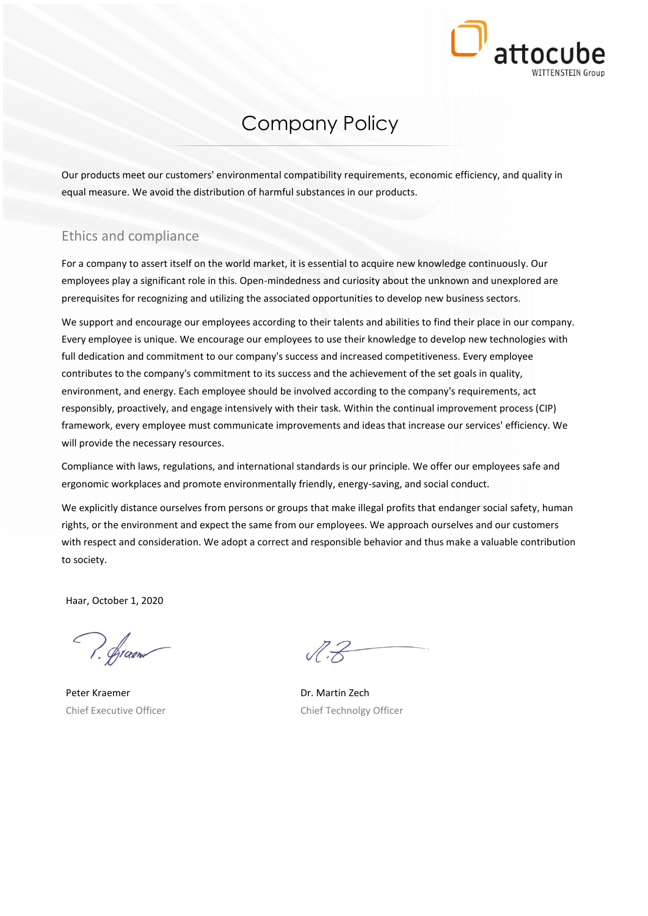# Company Policy

Our products meet our customers' environmental compatibility requirements, economic efficiency, and quality in equal measure. We avoid the distribution of harmful substances in our products.

## Ethics and compliance

For a company to assert itself on the world market, it is essential to acquire new knowledge continuously. Our employees play a significant role in this. Open-mindedness and curiosity about the unknown and unexplored are prerequisites for recognizing and utilizing the associated opportunities to develop new business sectors.

We support and encourage our employees according to their talents and abilities to find their place in our company. Every employee is unique. We encourage our employees to use their knowledge to develop new technologies with full dedication and commitment to our company's success and increased competitiveness. Every employee contributes to the company's commitment to its success and the achievement of the set goals in quality, environment, and energy. Each employee should be involved according to the company's requirements, act responsibly, proactively, and engage intensively with their task. Within the continual improvement process (CIP) framework, every employee must communicate improvements and ideas that increase our services' efficiency. We will provide the necessary resources.

Compliance with laws, regulations, and international standards is our principle. We offer our employees safe and ergonomic workplaces and promote environmentally friendly, energy-saving, and social conduct.

We explicitly distance ourselves from persons or groups that make illegal profits that endanger social safety, human rights, or the environment and expect the same from our employees. We approach ourselves and our customers with respect and consideration. We adopt a correct and responsible behavior and thus make a valuable contribution to society.

Haar, October 1, 2020

Peter Kraemer
Chief Executive Officer

Dr. Martin Zech
Chief Technolgy Officer